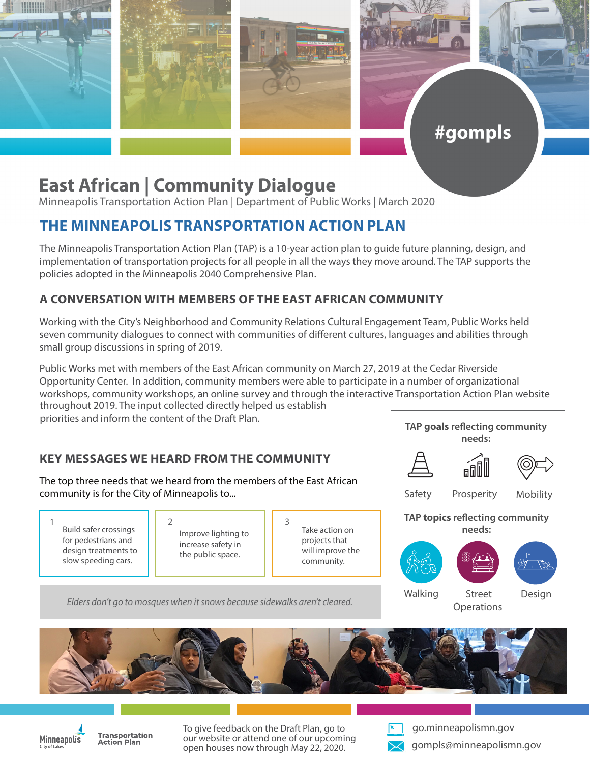#gompls

# East African | Community Dialogue

Minneapolis Transportation Action Plan | Department of Public Works | March 2020

## THE MINNEAPOLIS TRANSPORTATION ACTION PLAN

The Minneapolis Transportation Action Plan (TAP) is a 10-year action plan to guide future planning, design, and implementation of transportation projects for all people in all the ways they move around. The TAP supports the policies adopted in the Minneapolis 2040 Comprehensive Plan.

### A CONVERSATION WITH MEMBERS OF THE EAST AFRICAN COMMUNITY

Working with the City's Neighborhood and Community Relations Cultural Engagement Team, Public Works held seven community dialogues to connect with communities of different cultures, languages and abilities through small group discussions in spring of 2019.

Public Works met with members of the East African community on March 27, 2019 at the Cedar Riverside Opportunity Center. In addition, community members were able to participate in a number of organizational workshops, community workshops, an online survey and through the interactive Transportation Action Plan website throughout 2019. The input collected directly helped us establish priorities and inform the content of the Draft Plan.

### KEY MESSAGES WE HEARD FROM THE COMMUNITY

The top three needs that we heard from the members of the East African community is for the City of Minneapolis to...

1. Build safer crossings for pedestrians and design treatments to slow speeding cars.
2. Improve lighting to increase safety in the public space.
3. Take action on projects that will improve the community.

*Elders don't go to mosques when it snows because sidewalks aren't cleared.*

TAP **goals** reflecting community needs:

- Safety
- Prosperity
- Mobility

TAP **topics** reflecting community needs:

- Walking
- Street Operations
- Design

Minneapolis City of Lakes | Transportation Action Plan

To give feedback on the Draft Plan, go to our website or attend one of our upcoming open houses now through May 22, 2020.

go.minneapolismn.gov

gompls@minneapolismn.gov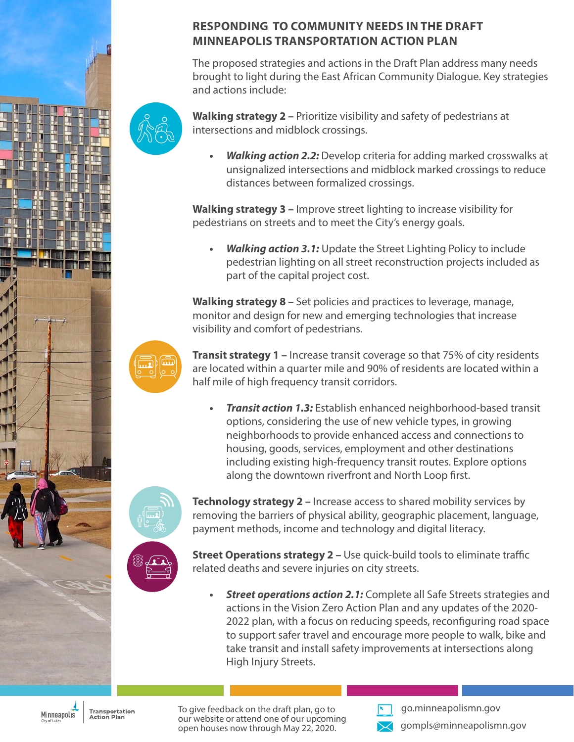## RESPONDING TO COMMUNITY NEEDS IN THE DRAFT MINNEAPOLIS TRANSPORTATION ACTION PLAN

The proposed strategies and actions in the Draft Plan address many needs brought to light during the East African Community Dialogue. Key strategies and actions include:

**Walking strategy 2 –** Prioritize visibility and safety of pedestrians at intersections and midblock crossings.

- ***Walking action 2.2:*** Develop criteria for adding marked crosswalks at unsignalized intersections and midblock marked crossings to reduce distances between formalized crossings.

**Walking strategy 3 –** Improve street lighting to increase visibility for pedestrians on streets and to meet the City's energy goals.

- ***Walking action 3.1:*** Update the Street Lighting Policy to include pedestrian lighting on all street reconstruction projects included as part of the capital project cost.

**Walking strategy 8 –** Set policies and practices to leverage, manage, monitor and design for new and emerging technologies that increase visibility and comfort of pedestrians.

**Transit strategy 1 –** Increase transit coverage so that 75% of city residents are located within a quarter mile and 90% of residents are located within a half mile of high frequency transit corridors.

- ***Transit action 1.3:*** Establish enhanced neighborhood-based transit options, considering the use of new vehicle types, in growing neighborhoods to provide enhanced access and connections to housing, goods, services, employment and other destinations including existing high-frequency transit routes. Explore options along the downtown riverfront and North Loop first.

**Technology strategy 2 –** Increase access to shared mobility services by removing the barriers of physical ability, geographic placement, language, payment methods, income and technology and digital literacy.

**Street Operations strategy 2 –** Use quick-build tools to eliminate traffic related deaths and severe injuries on city streets.

- ***Street operations action 2.1:*** Complete all Safe Streets strategies and actions in the Vision Zero Action Plan and any updates of the 2020-2022 plan, with a focus on reducing speeds, reconfiguring road space to support safer travel and encourage more people to walk, bike and take transit and install safety improvements at intersections along High Injury Streets.

Minneapolis City of Lakes | Transportation Action Plan

To give feedback on the draft plan, go to our website or attend one of our upcoming open houses now through May 22, 2020.

go.minneapolismn.gov

gompls@minneapolismn.gov